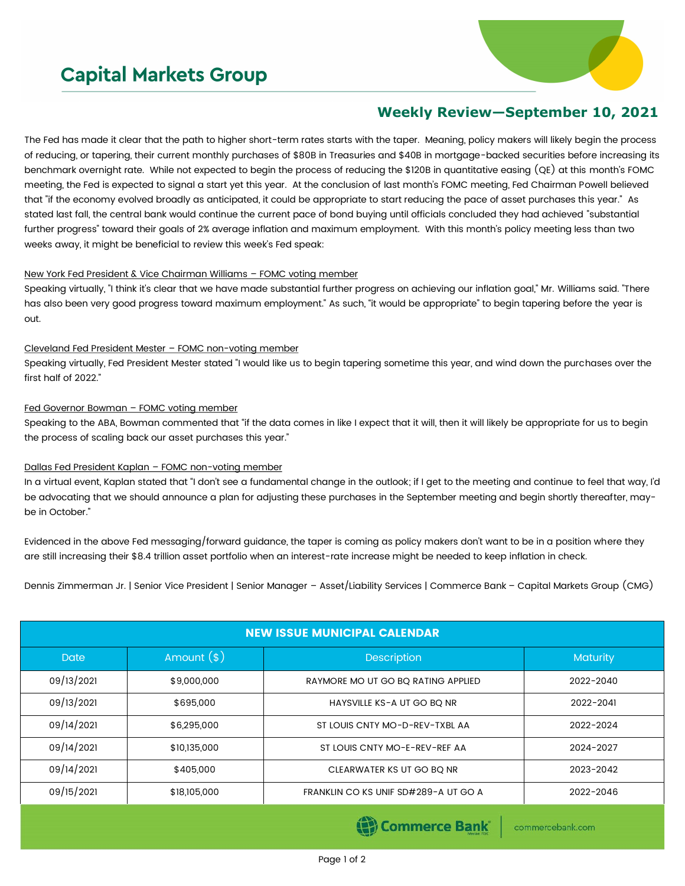# Capital Markets Group

## Weekly Review—September 10, 2021

The Fed has made it clear that the path to higher short-term rates starts with the taper. Meaning, policy makers will likely begin the process of reducing, or tapering, their current monthly purchases of $80B in Treasuries and $40B in mortgage-backed securities before increasing its benchmark overnight rate. While not expected to begin the process of reducing the $120B in quantitative easing (QE) at this month's FOMC meeting, the Fed is expected to signal a start yet this year. At the conclusion of last month's FOMC meeting, Fed Chairman Powell believed that "if the economy evolved broadly as anticipated, it could be appropriate to start reducing the pace of asset purchases this year." As stated last fall, the central bank would continue the current pace of bond buying until officials concluded they had achieved "substantial further progress" toward their goals of 2% average inflation and maximum employment. With this month's policy meeting less than two weeks away, it might be beneficial to review this week's Fed speak:

New York Fed President & Vice Chairman Williams – FOMC voting member

Speaking virtually, "I think it's clear that we have made substantial further progress on achieving our inflation goal," Mr. Williams said. "There has also been very good progress toward maximum employment." As such, "it would be appropriate" to begin tapering before the year is out.

Cleveland Fed President Mester – FOMC non-voting member

Speaking virtually, Fed President Mester stated "I would like us to begin tapering sometime this year, and wind down the purchases over the first half of 2022."

Fed Governor Bowman – FOMC voting member

Speaking to the ABA, Bowman commented that "if the data comes in like I expect that it will, then it will likely be appropriate for us to begin the process of scaling back our asset purchases this year."

Dallas Fed President Kaplan – FOMC non-voting member

In a virtual event, Kaplan stated that "I don't see a fundamental change in the outlook; if I get to the meeting and continue to feel that way, I'd be advocating that we should announce a plan for adjusting these purchases in the September meeting and begin shortly thereafter, maybe in October."

Evidenced in the above Fed messaging/forward guidance, the taper is coming as policy makers don't want to be in a position where they are still increasing their $8.4 trillion asset portfolio when an interest-rate increase might be needed to keep inflation in check.

Dennis Zimmerman Jr. | Senior Vice President | Senior Manager – Asset/Liability Services | Commerce Bank – Capital Markets Group (CMG)

**NEW ISSUE MUNICIPAL CALENDAR**

| Date | Amount ($) | Description | Maturity |
|---|---|---|---|
| 09/13/2021 | $9,000,000 | RAYMORE MO UT GO BQ RATING APPLIED | 2022-2040 |
| 09/13/2021 | $695,000 | HAYSVILLE KS-A UT GO BQ NR | 2022-2041 |
| 09/14/2021 | $6,295,000 | ST LOUIS CNTY MO-D-REV-TXBL AA | 2022-2024 |
| 09/14/2021 | $10,135,000 | ST LOUIS CNTY MO-E-REV-REF AA | 2024-2027 |
| 09/14/2021 | $405,000 | CLEARWATER KS UT GO BQ NR | 2023-2042 |
| 09/15/2021 | $18,105,000 | FRANKLIN CO KS UNIF SD#289-A UT GO A | 2022-2046 |

Commerce Bank | commercebank.com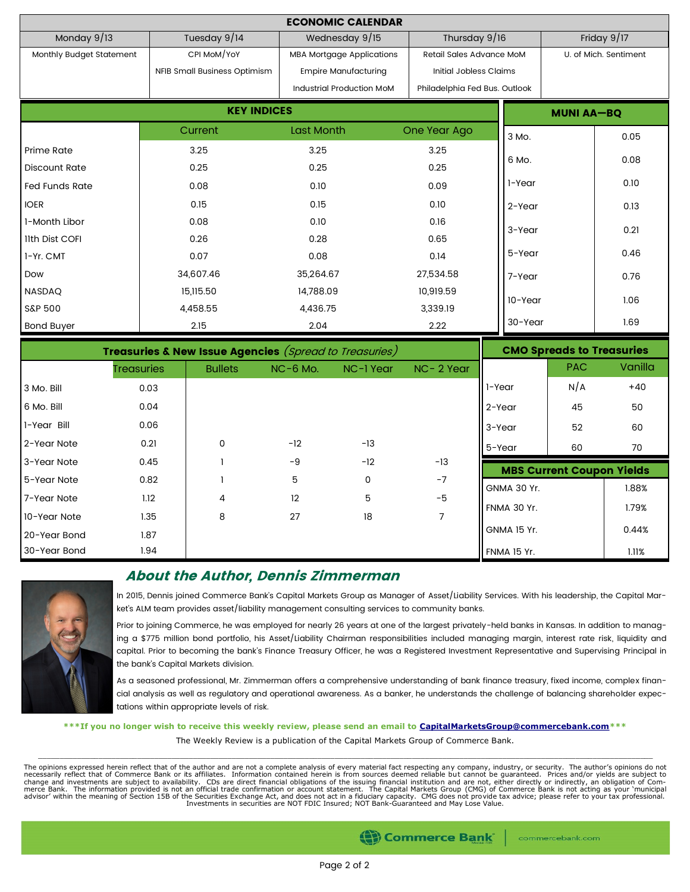## ECONOMIC CALENDAR

| Monday 9/13 | Tuesday 9/14 | Wednesday 9/15 | Thursday 9/16 | Friday 9/17 |
|---|---|---|---|---|
| Monthly Budget Statement | CPI MoM/YoY | MBA Mortgage Applications | Retail Sales Advance MoM | U. of Mich. Sentiment |
| | NFIB Small Business Optimism | Empire Manufacturing | Initial Jobless Claims | |
| | | Industrial Production MoM | Philadelphia Fed Bus. Outlook | |

## KEY INDICES

| | Current | Last Month | One Year Ago |
|---|---|---|---|
| Prime Rate | 3.25 | 3.25 | 3.25 |
| Discount Rate | 0.25 | 0.25 | 0.25 |
| Fed Funds Rate | 0.08 | 0.10 | 0.09 |
| IOER | 0.15 | 0.15 | 0.10 |
| 1-Month Libor | 0.08 | 0.10 | 0.16 |
| 11th Dist COFI | 0.26 | 0.28 | 0.65 |
| 1-Yr. CMT | 0.07 | 0.08 | 0.14 |
| Dow | 34,607.46 | 35,264.67 | 27,534.58 |
| NASDAQ | 15,115.50 | 14,788.09 | 10,919.59 |
| S&P 500 | 4,458.55 | 4,436.75 | 3,339.19 |
| Bond Buyer | 2.15 | 2.04 | 2.22 |

## MUNI AA—BQ

| | |
|---|---|
| 3 Mo. | 0.05 |
| 6 Mo. | 0.08 |
| 1-Year | 0.10 |
| 2-Year | 0.13 |
| 3-Year | 0.21 |
| 5-Year | 0.46 |
| 7-Year | 0.76 |
| 10-Year | 1.06 |
| 30-Year | 1.69 |

## Treasuries & New Issue Agencies *(Spread to Treasuries)*

| | Treasuries | Bullets | NC-6 Mo. | NC-1 Year | NC- 2 Year |
|---|---|---|---|---|---|
| 3 Mo. Bill | 0.03 | | | | |
| 6 Mo. Bill | 0.04 | | | | |
| 1-Year Bill | 0.06 | | | | |
| 2-Year Note | 0.21 | 0 | -12 | -13 | |
| 3-Year Note | 0.45 | 1 | -9 | -12 | -13 |
| 5-Year Note | 0.82 | 1 | 5 | 0 | -7 |
| 7-Year Note | 1.12 | 4 | 12 | 5 | -5 |
| 10-Year Note | 1.35 | 8 | 27 | 18 | 7 |
| 20-Year Bond | 1.87 | | | | |
| 30-Year Bond | 1.94 | | | | |

## CMO Spreads to Treasuries

| | PAC | Vanilla |
|---|---|---|
| 1-Year | N/A | +40 |
| 2-Year | 45 | 50 |
| 3-Year | 52 | 60 |
| 5-Year | 60 | 70 |

## MBS Current Coupon Yields

| | |
|---|---|
| GNMA 30 Yr. | 1.88% |
| FNMA 30 Yr. | 1.79% |
| GNMA 15 Yr. | 0.44% |
| FNMA 15 Yr. | 1.11% |

## *About the Author, Dennis Zimmerman*

In 2015, Dennis joined Commerce Bank's Capital Markets Group as Manager of Asset/Liability Services. With his leadership, the Capital Market's ALM team provides asset/liability management consulting services to community banks.

Prior to joining Commerce, he was employed for nearly 26 years at one of the largest privately-held banks in Kansas. In addition to managing a $775 million bond portfolio, his Asset/Liability Chairman responsibilities included managing margin, interest rate risk, liquidity and capital. Prior to becoming the bank's Finance Treasury Officer, he was a Registered Investment Representative and Supervising Principal in the bank's Capital Markets division.

As a seasoned professional, Mr. Zimmerman offers a comprehensive understanding of bank finance treasury, fixed income, complex financial analysis as well as regulatory and operational awareness. As a banker, he understands the challenge of balancing shareholder expectations within appropriate levels of risk.

**\*\*\*If you no longer wish to receive this weekly review, please send an email to [CapitalMarketsGroup@commercebank.com](mailto:CapitalMarketsGroup@commercebank.com)\*\*\***

The Weekly Review is a publication of the Capital Markets Group of Commerce Bank.

---

The opinions expressed herein reflect that of the author and are not a complete analysis of every material fact respecting any company, industry, or security. The author's opinions do not necessarily reflect that of Commerce Bank or its affiliates. Information contained herein is from sources deemed reliable but cannot be guaranteed. Prices and/or yields are subject to change and investments are subject to availability. CDs are direct financial obligations of the issuing financial institution and are not, either directly or indirectly, an obligation of Commerce Bank. The information provided is not an official trade confirmation or account statement. The Capital Markets Group (CMG) of Commerce Bank is not acting as your 'municipal advisor' within the meaning of Section 15B of the Securities Exchange Act, and does not act in a fiduciary capacity. CMG does not provide tax advice; please refer to your tax professional. Investments in securities are NOT FDIC Insured; NOT Bank-Guaranteed and May Lose Value.

Commerce Bank | commercebank.com